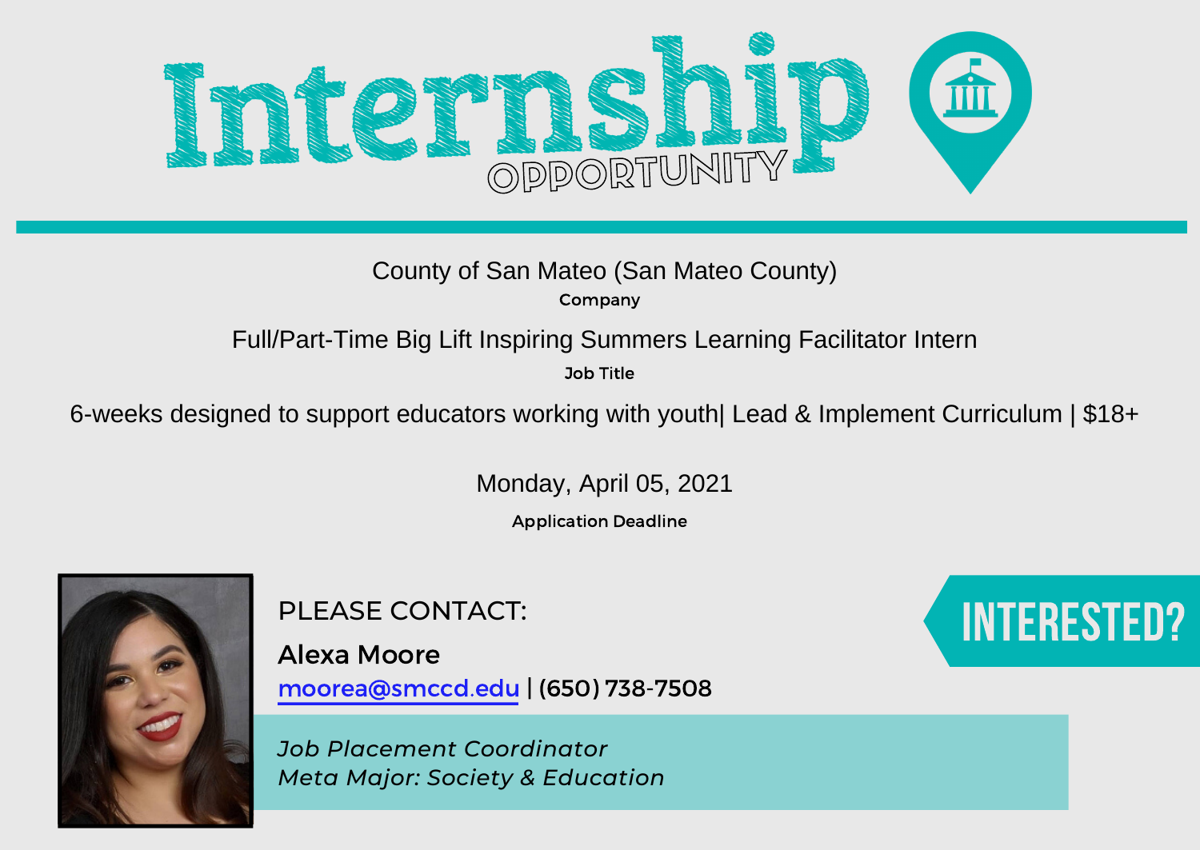# Internship OPPORTUNITY

County of San Mateo (San Mateo County)

**Company**

Full/Part-Time Big Lift Inspiring Summers Learning Facilitator Intern

**Job Title**

6-weeks designed to support educators working with youth| Lead & Implement Curriculum | $18+

Monday, April 05, 2021

**Application Deadline**

PLEASE CONTACT:

**Alexa Moore**

moorea@smccd.edu | (650) 738-7508

*Job Placement Coordinator*
*Meta Major: Society & Education*

INTERESTED?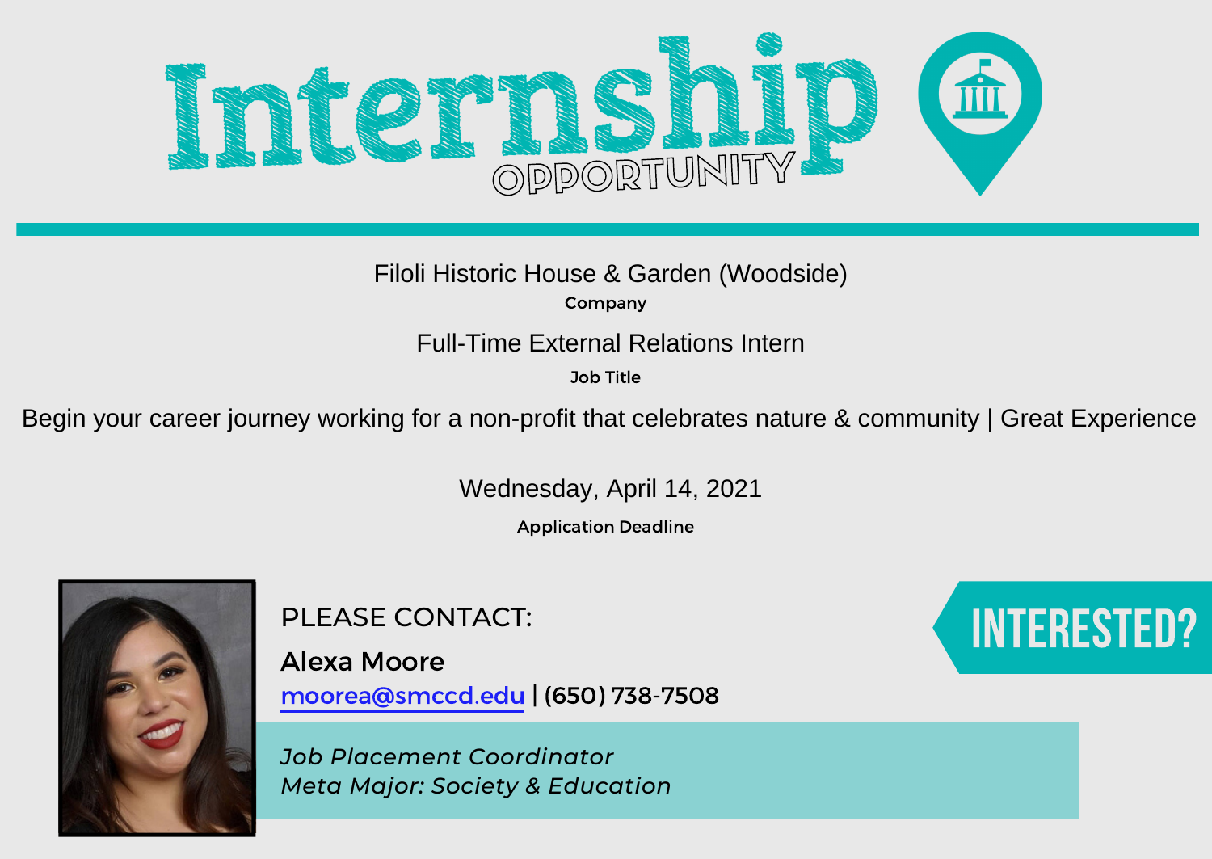# Internship OPPORTUNITY

Filoli Historic House & Garden (Woodside)

**Company**

Full-Time External Relations Intern

**Job Title**

Begin your career journey working for a non-profit that celebrates nature & community | Great Experience

Wednesday, April 14, 2021

**Application Deadline**

PLEASE CONTACT:

**Alexa Moore**

moorea@smccd.edu | (650) 738-7508

*Job Placement Coordinator*
*Meta Major: Society & Education*

INTERESTED?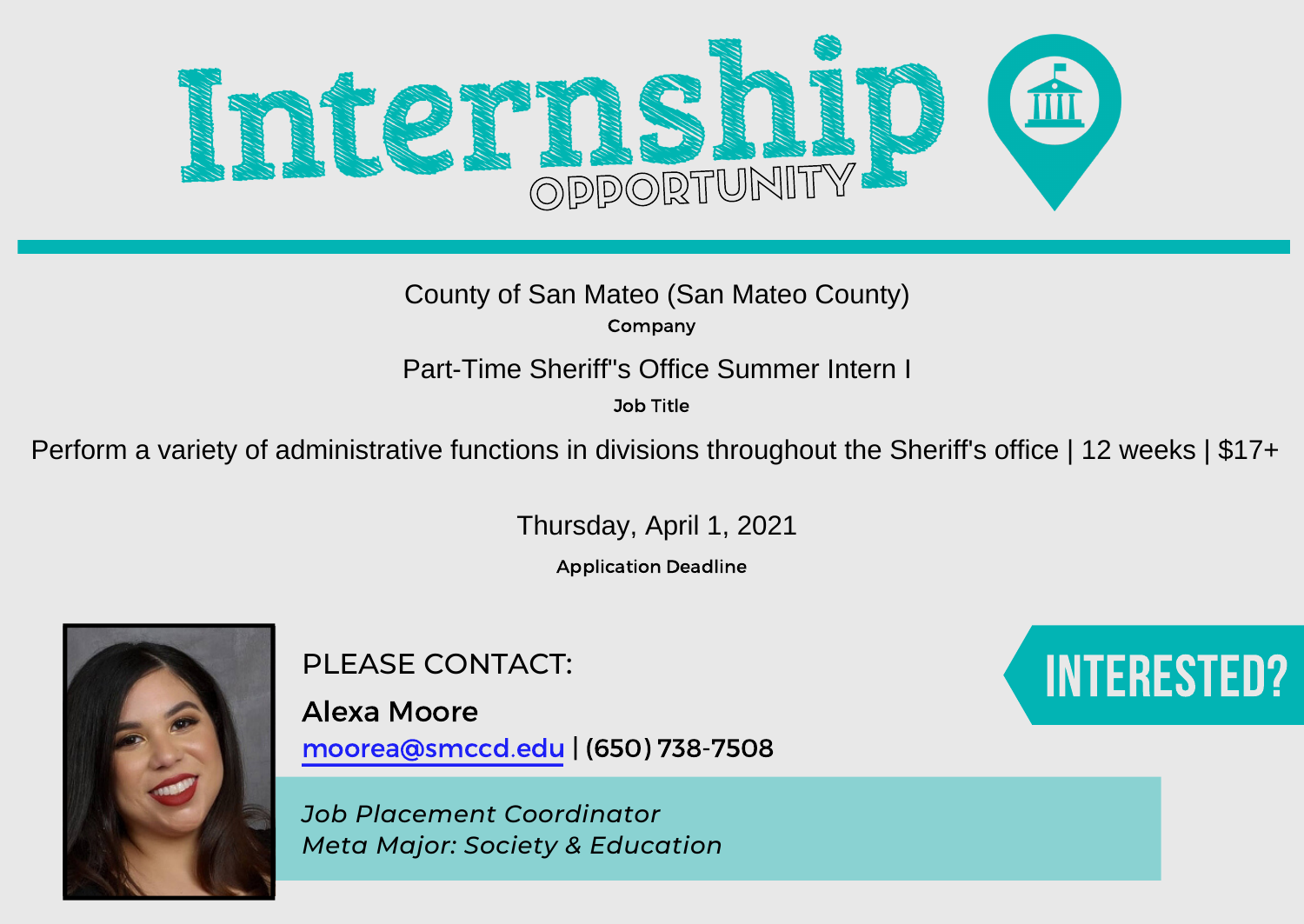# Internship OPPORTUNITY

County of San Mateo (San Mateo County)

**Company**

Part-Time Sheriff"s Office Summer Intern I

**Job Title**

Perform a variety of administrative functions in divisions throughout the Sheriff's office | 12 weeks | $17+

Thursday, April 1, 2021

**Application Deadline**

PLEASE CONTACT:

**Alexa Moore**

moorea@smccd.edu | (650) 738-7508

*Job Placement Coordinator*
*Meta Major: Society & Education*

INTERESTED?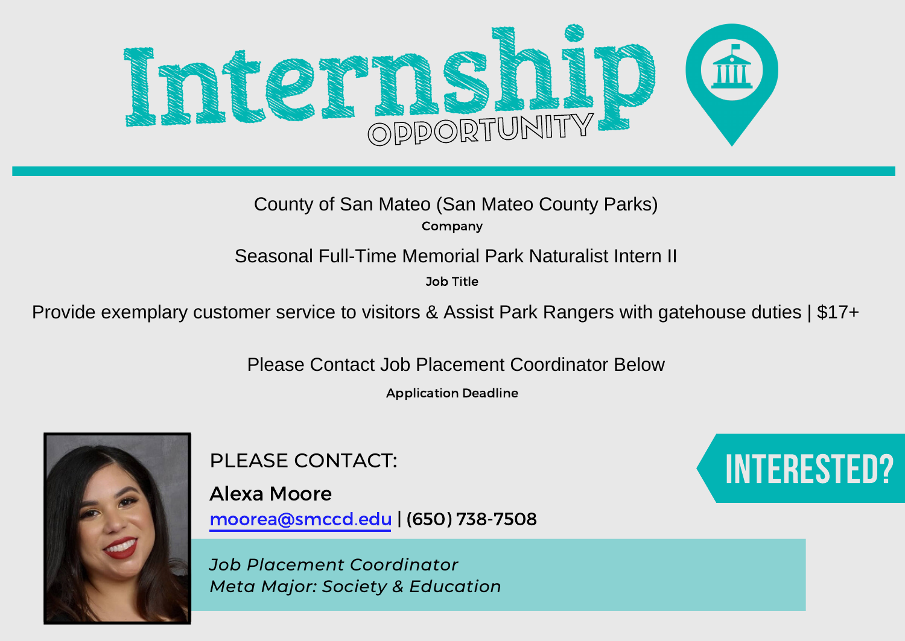# Internship OPPORTUNITY

County of San Mateo (San Mateo County Parks)

**Company**

Seasonal Full-Time Memorial Park Naturalist Intern II

**Job Title**

Provide exemplary customer service to visitors & Assist Park Rangers with gatehouse duties | $17+

Please Contact Job Placement Coordinator Below

**Application Deadline**

PLEASE CONTACT:

**Alexa Moore**

moorea@smccd.edu | (650) 738-7508

*Job Placement Coordinator*
*Meta Major: Society & Education*

INTERESTED?